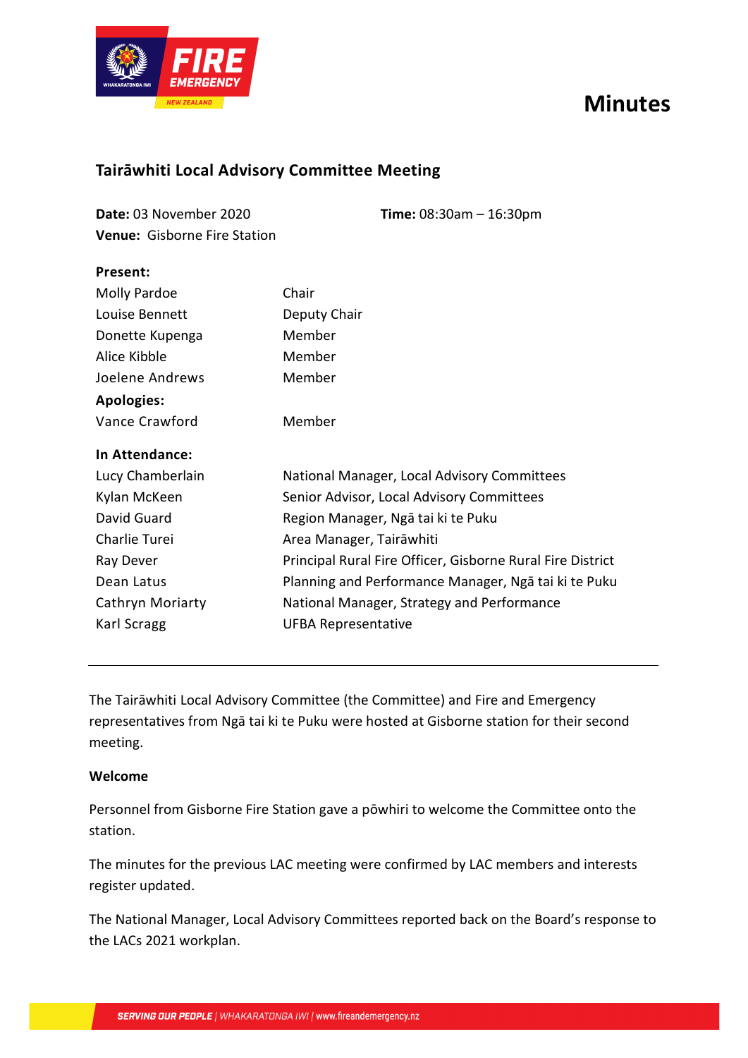# Minutes

## Tairāwhiti Local Advisory Committee Meeting

**Date:** 03 November 2020 **Time:** 08:30am – 16:30pm
**Venue:** Gisborne Fire Station

**Present:**

| | |
|---|---|
| Molly Pardoe | Chair |
| Louise Bennett | Deputy Chair |
| Donette Kupenga | Member |
| Alice Kibble | Member |
| Joelene Andrews | Member |

**Apologies:**

| | |
|---|---|
| Vance Crawford | Member |

**In Attendance:**

| | |
|---|---|
| Lucy Chamberlain | National Manager, Local Advisory Committees |
| Kylan McKeen | Senior Advisor, Local Advisory Committees |
| David Guard | Region Manager, Ngā tai ki te Puku |
| Charlie Turei | Area Manager, Tairāwhiti |
| Ray Dever | Principal Rural Fire Officer, Gisborne Rural Fire District |
| Dean Latus | Planning and Performance Manager, Ngā tai ki te Puku |
| Cathryn Moriarty | National Manager, Strategy and Performance |
| Karl Scragg | UFBA Representative |

---

The Tairāwhiti Local Advisory Committee (the Committee) and Fire and Emergency representatives from Ngā tai ki te Puku were hosted at Gisborne station for their second meeting.

**Welcome**

Personnel from Gisborne Fire Station gave a pōwhiri to welcome the Committee onto the station.

The minutes for the previous LAC meeting were confirmed by LAC members and interests register updated.

The National Manager, Local Advisory Committees reported back on the Board's response to the LACs 2021 workplan.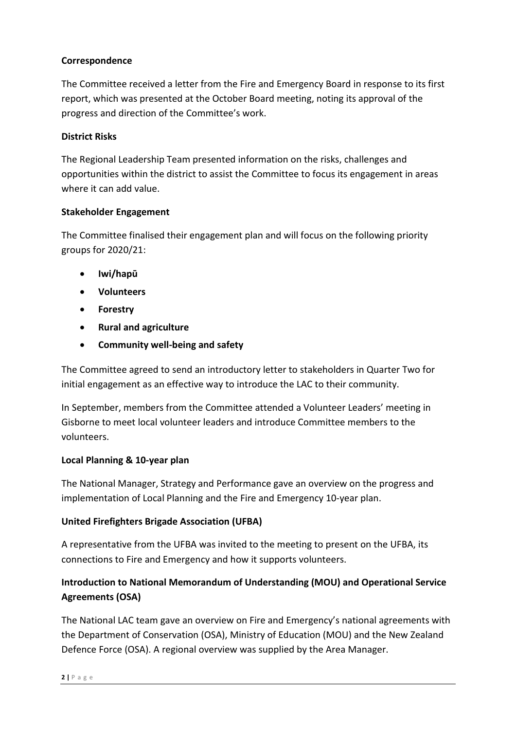**Correspondence**

The Committee received a letter from the Fire and Emergency Board in response to its first report, which was presented at the October Board meeting, noting its approval of the progress and direction of the Committee's work.

**District Risks**

The Regional Leadership Team presented information on the risks, challenges and opportunities within the district to assist the Committee to focus its engagement in areas where it can add value.

**Stakeholder Engagement**

The Committee finalised their engagement plan and will focus on the following priority groups for 2020/21:

- **Iwi/hapū**
- **Volunteers**
- **Forestry**
- **Rural and agriculture**
- **Community well-being and safety**

The Committee agreed to send an introductory letter to stakeholders in Quarter Two for initial engagement as an effective way to introduce the LAC to their community.

In September, members from the Committee attended a Volunteer Leaders' meeting in Gisborne to meet local volunteer leaders and introduce Committee members to the volunteers.

**Local Planning & 10-year plan**

The National Manager, Strategy and Performance gave an overview on the progress and implementation of Local Planning and the Fire and Emergency 10-year plan.

**United Firefighters Brigade Association (UFBA)**

A representative from the UFBA was invited to the meeting to present on the UFBA, its connections to Fire and Emergency and how it supports volunteers.

**Introduction to National Memorandum of Understanding (MOU) and Operational Service Agreements (OSA)**

The National LAC team gave an overview on Fire and Emergency's national agreements with the Department of Conservation (OSA), Ministry of Education (MOU) and the New Zealand Defence Force (OSA). A regional overview was supplied by the Area Manager.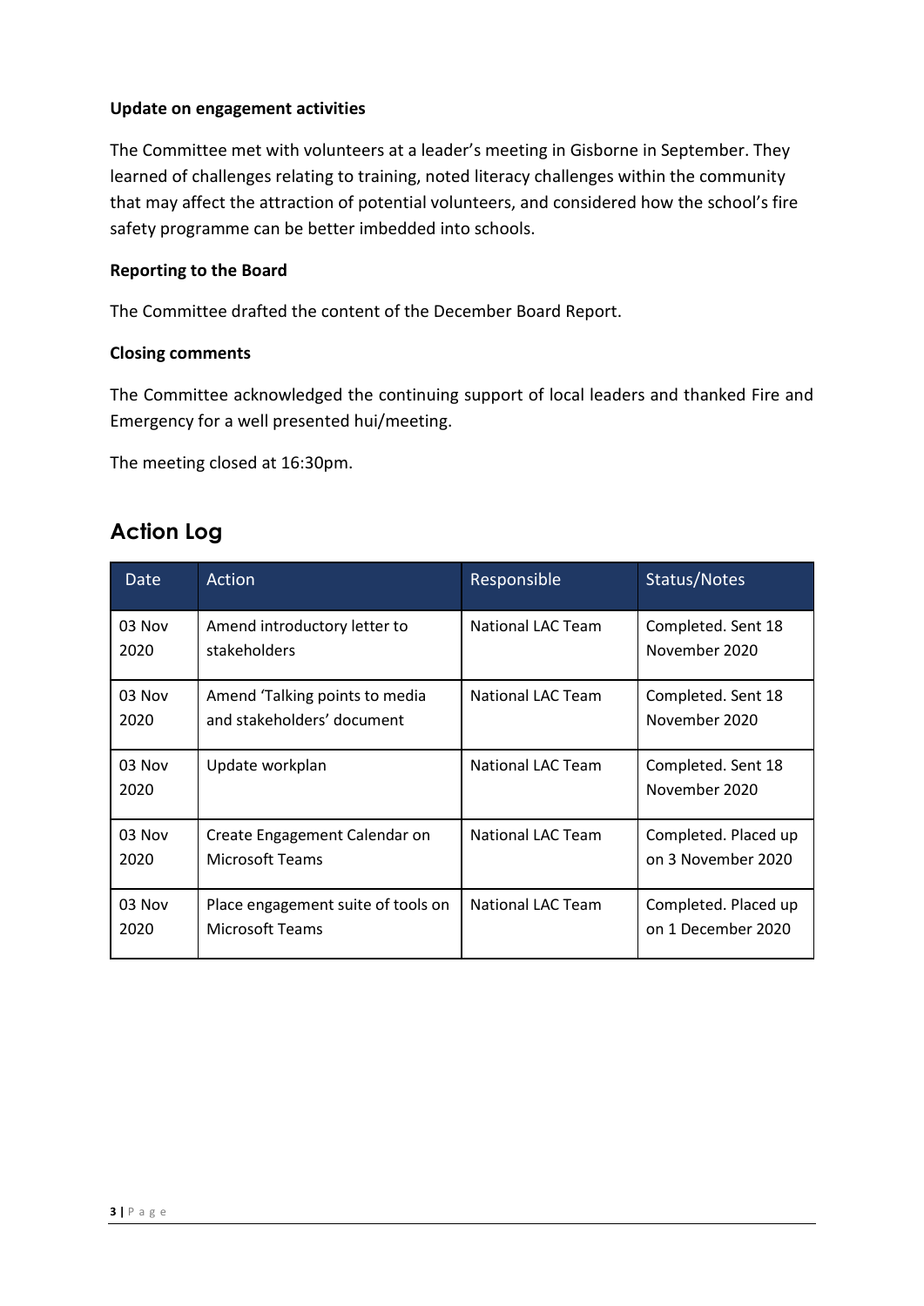**Update on engagement activities**

The Committee met with volunteers at a leader's meeting in Gisborne in September. They learned of challenges relating to training, noted literacy challenges within the community that may affect the attraction of potential volunteers, and considered how the school's fire safety programme can be better imbedded into schools.

**Reporting to the Board**

The Committee drafted the content of the December Board Report.

**Closing comments**

The Committee acknowledged the continuing support of local leaders and thanked Fire and Emergency for a well presented hui/meeting.

The meeting closed at 16:30pm.

## Action Log

| Date | Action | Responsible | Status/Notes |
|---|---|---|---|
| 03 Nov 2020 | Amend introductory letter to stakeholders | National LAC Team | Completed. Sent 18 November 2020 |
| 03 Nov 2020 | Amend 'Talking points to media and stakeholders' document | National LAC Team | Completed. Sent 18 November 2020 |
| 03 Nov 2020 | Update workplan | National LAC Team | Completed. Sent 18 November 2020 |
| 03 Nov 2020 | Create Engagement Calendar on Microsoft Teams | National LAC Team | Completed. Placed up on 3 November 2020 |
| 03 Nov 2020 | Place engagement suite of tools on Microsoft Teams | National LAC Team | Completed. Placed up on 1 December 2020 |